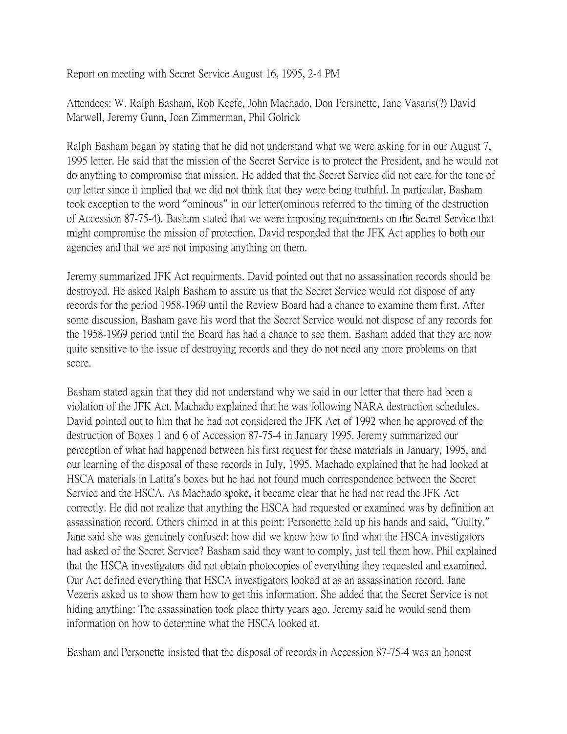Report on meeting with Secret Service August 16, 1995, 2-4 PM

Attendees: W. Ralph Basham, Rob Keefe, John Machado, Don Persinette, Jane Vasaris(?) David Marwell, Jeremy Gunn, Joan Zimmerman, Phil Golrick

Ralph Basham began by stating that he did not understand what we were asking for in our August 7, 1995 letter. He said that the mission of the Secret Service is to protect the President, and he would not do anything to compromise that mission. He added that the Secret Service did not care for the tone of our letter since it implied that we did not think that they were being truthful. In particular, Basham took exception to the word "ominous" in our letter(ominous referred to the timing of the destruction of Accession 87-75-4). Basham stated that we were imposing requirements on the Secret Service that might compromise the mission of protection. David responded that the JFK Act applies to both our agencies and that we are not imposing anything on them.

Jeremy summarized JFK Act requirments. David pointed out that no assassination records should be destroyed. He asked Ralph Basham to assure us that the Secret Service would not dispose of any records for the period 1958-1969 until the Review Board had a chance to examine them first. After some discussion, Basham gave his word that the Secret Service would not dispose of any records for the 1958-1969 period until the Board has had a chance to see them. Basham added that they are now quite sensitive to the issue of destroying records and they do not need any more problems on that score.

Basham stated again that they did not understand why we said in our letter that there had been a violation of the JFK Act. Machado explained that he was following NARA destruction schedules. David pointed out to him that he had not considered the JFK Act of 1992 when he approved of the destruction of Boxes 1 and 6 of Accession 87-75-4 in January 1995. Jeremy summarized our perception of what had happened between his first request for these materials in January, 1995, and our learning of the disposal of these records in July, 1995. Machado explained that he had looked at HSCA materials in Latita's boxes but he had not found much correspondence between the Secret Service and the HSCA. As Machado spoke, it became clear that he had not read the JFK Act correctly. He did not realize that anything the HSCA had requested or examined was by definition an assassination record. Others chimed in at this point: Personette held up his hands and said, "Guilty." Jane said she was genuinely confused: how did we know how to find what the HSCA investigators had asked of the Secret Service? Basham said they want to comply, just tell them how. Phil explained that the HSCA investigators did not obtain photocopies of everything they requested and examined. Our Act defined everything that HSCA investigators looked at as an assassination record. Jane Vezeris asked us to show them how to get this information. She added that the Secret Service is not hiding anything: The assassination took place thirty years ago. Jeremy said he would send them information on how to determine what the HSCA looked at.

Basham and Personette insisted that the disposal of records in Accession 87-75-4 was an honest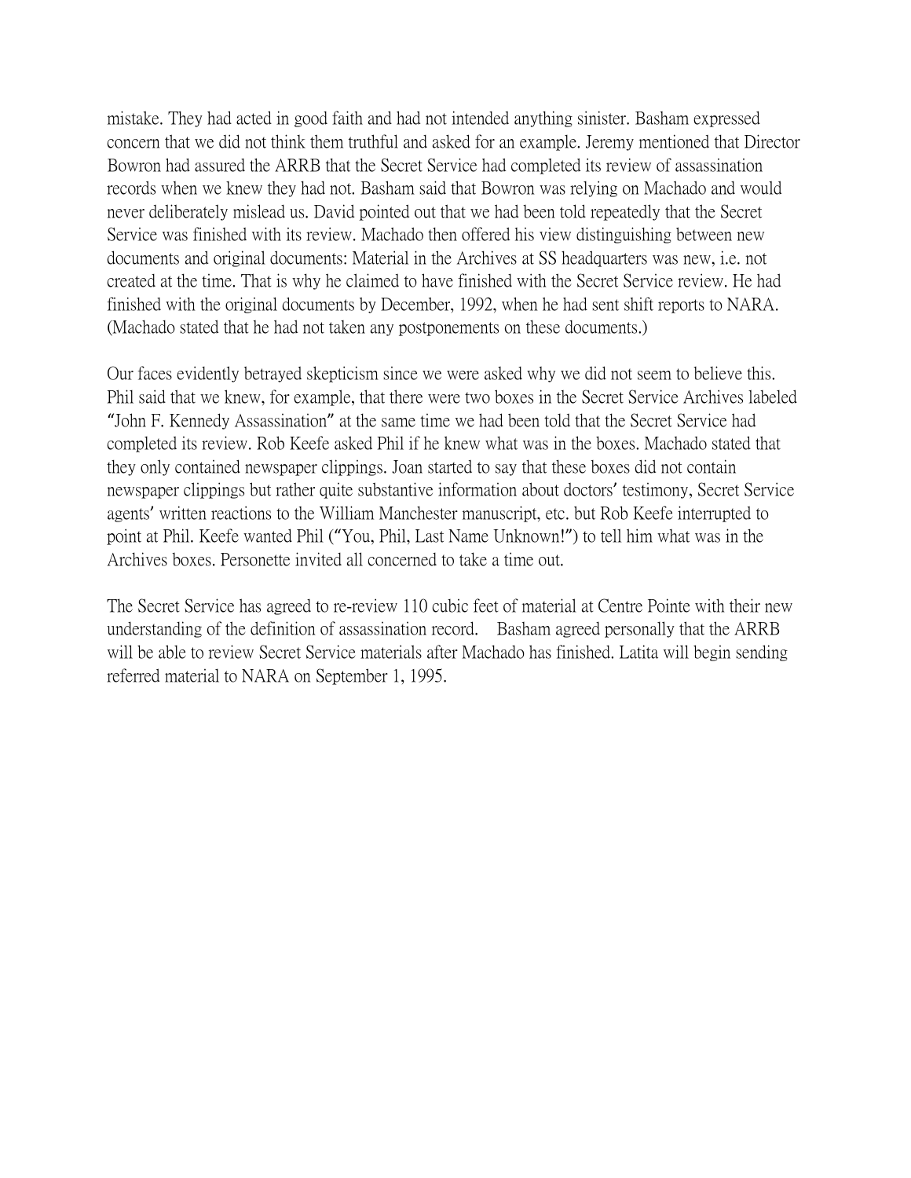mistake. They had acted in good faith and had not intended anything sinister. Basham expressed concern that we did not think them truthful and asked for an example. Jeremy mentioned that Director Bowron had assured the ARRB that the Secret Service had completed its review of assassination records when we knew they had not. Basham said that Bowron was relying on Machado and would never deliberately mislead us. David pointed out that we had been told repeatedly that the Secret Service was finished with its review. Machado then offered his view distinguishing between new documents and original documents: Material in the Archives at SS headquarters was new, i.e. not created at the time. That is why he claimed to have finished with the Secret Service review. He had finished with the original documents by December, 1992, when he had sent shift reports to NARA. (Machado stated that he had not taken any postponements on these documents.)

Our faces evidently betrayed skepticism since we were asked why we did not seem to believe this. Phil said that we knew, for example, that there were two boxes in the Secret Service Archives labeled "John F. Kennedy Assassination" at the same time we had been told that the Secret Service had completed its review. Rob Keefe asked Phil if he knew what was in the boxes. Machado stated that they only contained newspaper clippings. Joan started to say that these boxes did not contain newspaper clippings but rather quite substantive information about doctors' testimony, Secret Service agents' written reactions to the William Manchester manuscript, etc. but Rob Keefe interrupted to point at Phil. Keefe wanted Phil ("You, Phil, Last Name Unknown!") to tell him what was in the Archives boxes. Personette invited all concerned to take a time out.

The Secret Service has agreed to re-review 110 cubic feet of material at Centre Pointe with their new understanding of the definition of assassination record. Basham agreed personally that the ARRB will be able to review Secret Service materials after Machado has finished. Latita will begin sending referred material to NARA on September 1, 1995.